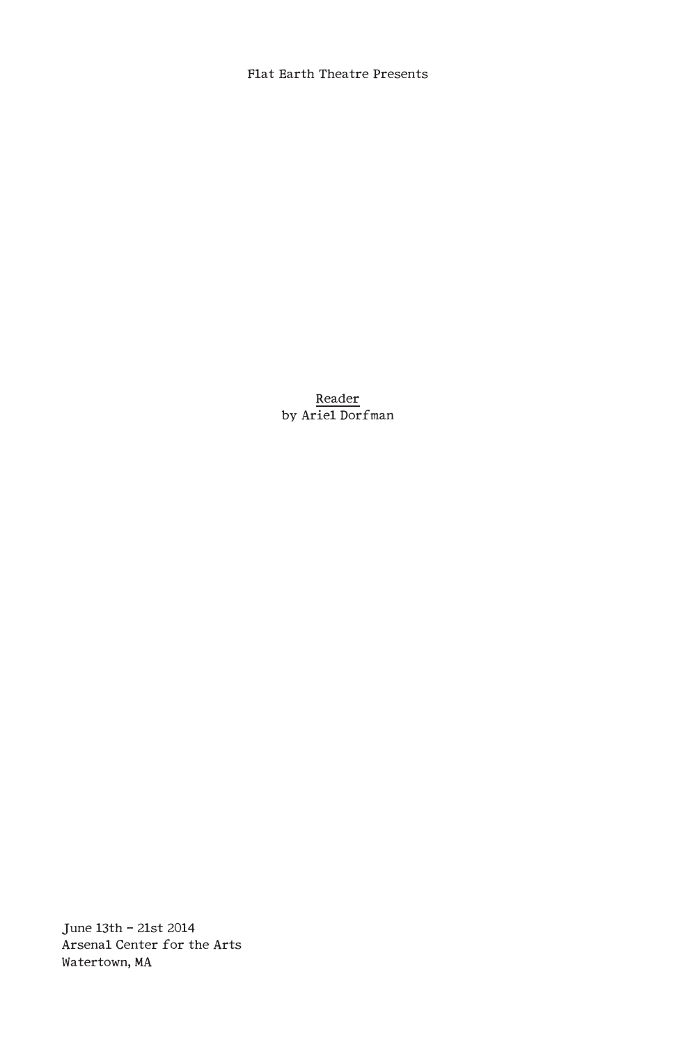Flat Earth Theatre Presents

# Reader

by Ariel Dorfman

June 13th - 21st 2014
Arsenal Center for the Arts
Watertown, MA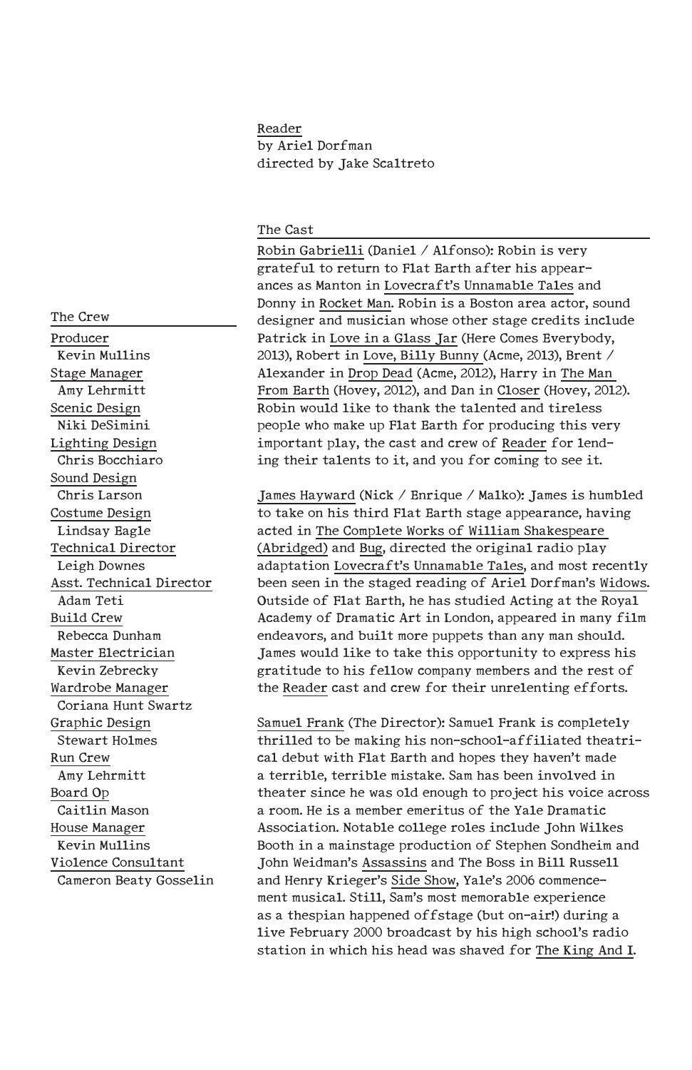# Reader

by Ariel Dorfman
directed by Jake Scaltreto

## The Cast

Robin Gabrielli (Daniel / Alfonso): Robin is very grateful to return to Flat Earth after his appearances as Manton in Lovecraft's Unnamable Tales and Donny in Rocket Man. Robin is a Boston area actor, sound designer and musician whose other stage credits include Patrick in Love in a Glass Jar (Here Comes Everybody, 2013), Robert in Love, Billy Bunny (Acme, 2013), Brent / Alexander in Drop Dead (Acme, 2012), Harry in The Man From Earth (Hovey, 2012), and Dan in Closer (Hovey, 2012). Robin would like to thank the talented and tireless people who make up Flat Earth for producing this very important play, the cast and crew of Reader for lending their talents to it, and you for coming to see it.

James Hayward (Nick / Enrique / Malko): James is humbled to take on his third Flat Earth stage appearance, having acted in The Complete Works of William Shakespeare (Abridged) and Bug, directed the original radio play adaptation Lovecraft's Unnamable Tales, and most recently been seen in the staged reading of Ariel Dorfman's Widows. Outside of Flat Earth, he has studied Acting at the Royal Academy of Dramatic Art in London, appeared in many film endeavors, and built more puppets than any man should. James would like to take this opportunity to express his gratitude to his fellow company members and the rest of the Reader cast and crew for their unrelenting efforts.

Samuel Frank (The Director): Samuel Frank is completely thrilled to be making his non-school-affiliated theatrical debut with Flat Earth and hopes they haven't made a terrible, terrible mistake. Sam has been involved in theater since he was old enough to project his voice across a room. He is a member emeritus of the Yale Dramatic Association. Notable college roles include John Wilkes Booth in a mainstage production of Stephen Sondheim and John Weidman's Assassins and The Boss in Bill Russell and Henry Krieger's Side Show, Yale's 2006 commencement musical. Still, Sam's most memorable experience as a thespian happened offstage (but on-air!) during a live February 2000 broadcast by his high school's radio station in which his head was shaved for The King And I.

## The Crew

Producer
Kevin Mullins

Stage Manager
Amy Lehrmitt

Scenic Design
Niki DeSimini

Lighting Design
Chris Bocchiaro

Sound Design
Chris Larson

Costume Design
Lindsay Eagle

Technical Director
Leigh Downes

Asst. Technical Director
Adam Teti

Build Crew
Rebecca Dunham

Master Electrician
Kevin Zebrecky

Wardrobe Manager
Coriana Hunt Swartz

Graphic Design
Stewart Holmes

Run Crew
Amy Lehrmitt

Board Op
Caitlin Mason

House Manager
Kevin Mullins

Violence Consultant
Cameron Beaty Gosselin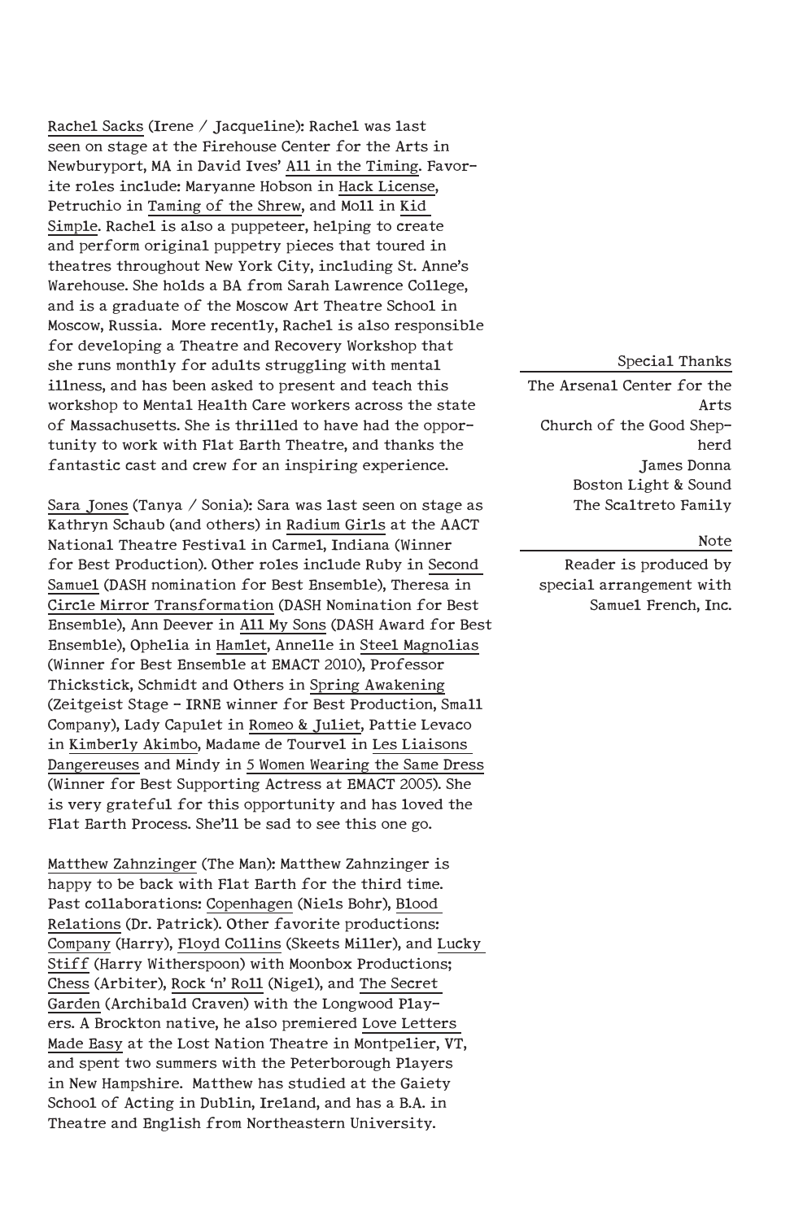Rachel Sacks (Irene / Jacqueline): Rachel was last seen on stage at the Firehouse Center for the Arts in Newburyport, MA in David Ives' All in the Timing. Favorite roles include: Maryanne Hobson in Hack License, Petruchio in Taming of the Shrew, and Moll in Kid Simple. Rachel is also a puppeteer, helping to create and perform original puppetry pieces that toured in theatres throughout New York City, including St. Anne's Warehouse. She holds a BA from Sarah Lawrence College, and is a graduate of the Moscow Art Theatre School in Moscow, Russia. More recently, Rachel is also responsible for developing a Theatre and Recovery Workshop that she runs monthly for adults struggling with mental illness, and has been asked to present and teach this workshop to Mental Health Care workers across the state of Massachusetts. She is thrilled to have had the opportunity to work with Flat Earth Theatre, and thanks the fantastic cast and crew for an inspiring experience.

Sara Jones (Tanya / Sonia): Sara was last seen on stage as Kathryn Schaub (and others) in Radium Girls at the AACT National Theatre Festival in Carmel, Indiana (Winner for Best Production). Other roles include Ruby in Second Samuel (DASH nomination for Best Ensemble), Theresa in Circle Mirror Transformation (DASH Nomination for Best Ensemble), Ann Deever in All My Sons (DASH Award for Best Ensemble), Ophelia in Hamlet, Annelle in Steel Magnolias (Winner for Best Ensemble at EMACT 2010), Professor Thickstick, Schmidt and Others in Spring Awakening (Zeitgeist Stage - IRNE winner for Best Production, Small Company), Lady Capulet in Romeo & Juliet, Pattie Levaco in Kimberly Akimbo, Madame de Tourvel in Les Liaisons Dangereuses and Mindy in 5 Women Wearing the Same Dress (Winner for Best Supporting Actress at EMACT 2005). She is very grateful for this opportunity and has loved the Flat Earth Process. She'll be sad to see this one go.

Matthew Zahnzinger (The Man): Matthew Zahnzinger is happy to be back with Flat Earth for the third time. Past collaborations: Copenhagen (Niels Bohr), Blood Relations (Dr. Patrick). Other favorite productions: Company (Harry), Floyd Collins (Skeets Miller), and Lucky Stiff (Harry Witherspoon) with Moonbox Productions; Chess (Arbiter), Rock 'n' Roll (Nigel), and The Secret Garden (Archibald Craven) with the Longwood Players. A Brockton native, he also premiered Love Letters Made Easy at the Lost Nation Theatre in Montpelier, VT, and spent two summers with the Peterborough Players in New Hampshire. Matthew has studied at the Gaiety School of Acting in Dublin, Ireland, and has a B.A. in Theatre and English from Northeastern University.

### Special Thanks

The Arsenal Center for the Arts
Church of the Good Shepherd
James Donna
Boston Light & Sound
The Scaltreto Family

### Note

Reader is produced by special arrangement with Samuel French, Inc.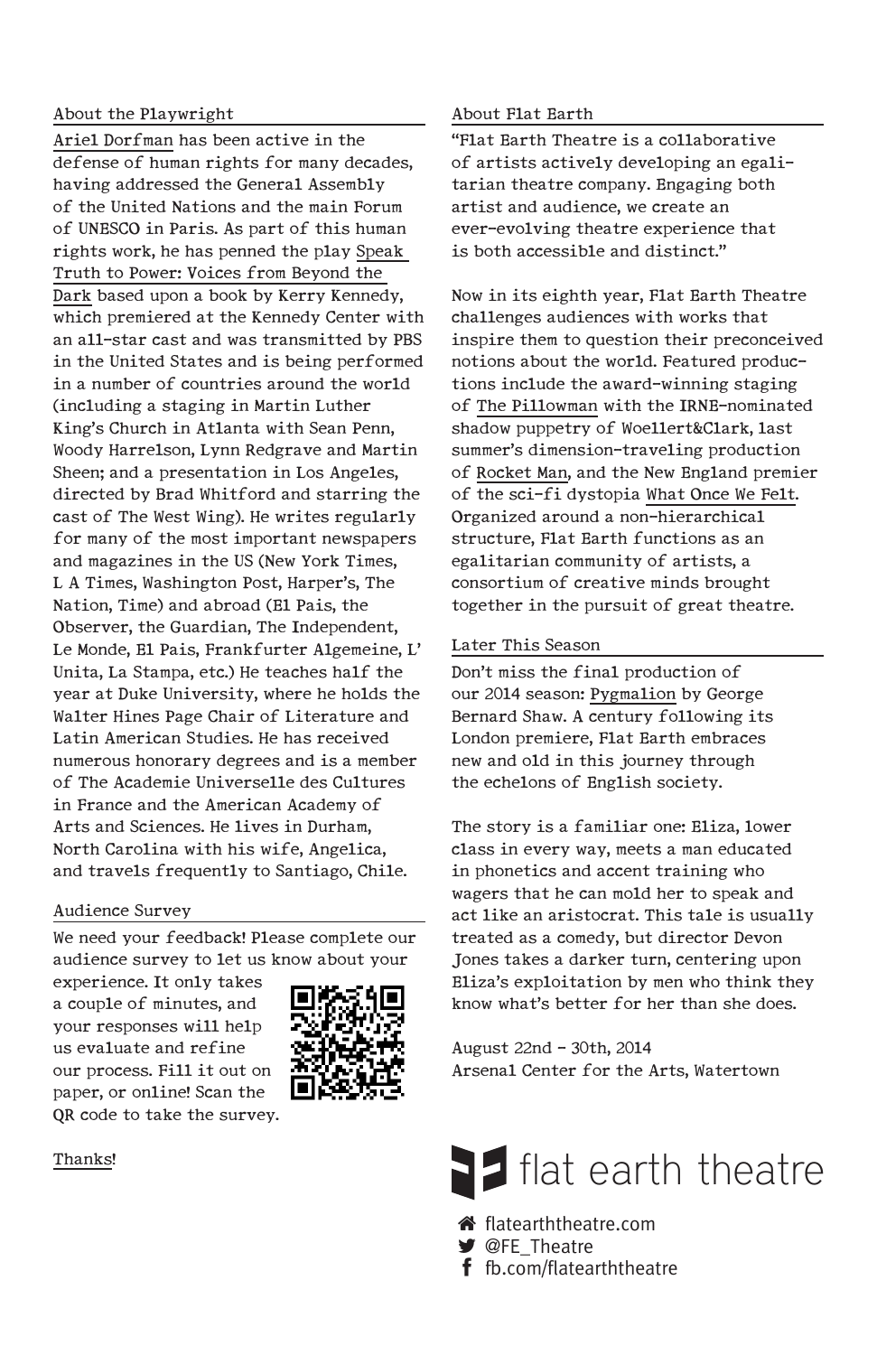## About the Playwright

Ariel Dorfman has been active in the defense of human rights for many decades, having addressed the General Assembly of the United Nations and the main Forum of UNESCO in Paris. As part of this human rights work, he has penned the play Speak Truth to Power: Voices from Beyond the Dark based upon a book by Kerry Kennedy, which premiered at the Kennedy Center with an all-star cast and was transmitted by PBS in the United States and is being performed in a number of countries around the world (including a staging in Martin Luther King's Church in Atlanta with Sean Penn, Woody Harrelson, Lynn Redgrave and Martin Sheen; and a presentation in Los Angeles, directed by Brad Whitford and starring the cast of The West Wing). He writes regularly for many of the most important newspapers and magazines in the US (New York Times, L A Times, Washington Post, Harper's, The Nation, Time) and abroad (El Pais, the Observer, the Guardian, The Independent, Le Monde, El Pais, Frankfurter Algemeine, L' Unita, La Stampa, etc.) He teaches half the year at Duke University, where he holds the Walter Hines Page Chair of Literature and Latin American Studies. He has received numerous honorary degrees and is a member of The Academie Universelle des Cultures in France and the American Academy of Arts and Sciences. He lives in Durham, North Carolina with his wife, Angelica, and travels frequently to Santiago, Chile.

## Audience Survey

We need your feedback! Please complete our audience survey to let us know about your experience. It only takes a couple of minutes, and your responses will help us evaluate and refine our process. Fill it out on paper, or online! Scan the QR code to take the survey.

Thanks!

## About Flat Earth

"Flat Earth Theatre is a collaborative of artists actively developing an egalitarian theatre company. Engaging both artist and audience, we create an ever-evolving theatre experience that is both accessible and distinct."

Now in its eighth year, Flat Earth Theatre challenges audiences with works that inspire them to question their preconceived notions about the world. Featured productions include the award-winning staging of The Pillowman with the IRNE-nominated shadow puppetry of Woellert&Clark, last summer's dimension-traveling production of Rocket Man, and the New England premier of the sci-fi dystopia What Once We Felt. Organized around a non-hierarchical structure, Flat Earth functions as an egalitarian community of artists, a consortium of creative minds brought together in the pursuit of great theatre.

## Later This Season

Don't miss the final production of our 2014 season: Pygmalion by George Bernard Shaw. A century following its London premiere, Flat Earth embraces new and old in this journey through the echelons of English society.

The story is a familiar one: Eliza, lower class in every way, meets a man educated in phonetics and accent training who wagers that he can mold her to speak and act like an aristocrat. This tale is usually treated as a comedy, but director Devon Jones takes a darker turn, centering upon Eliza's exploitation by men who think they know what's better for her than she does.

August 22nd - 30th, 2014
Arsenal Center for the Arts, Watertown

flat earth theatre

flatearththeatre.com
@FE_Theatre
fb.com/flatearththeatre